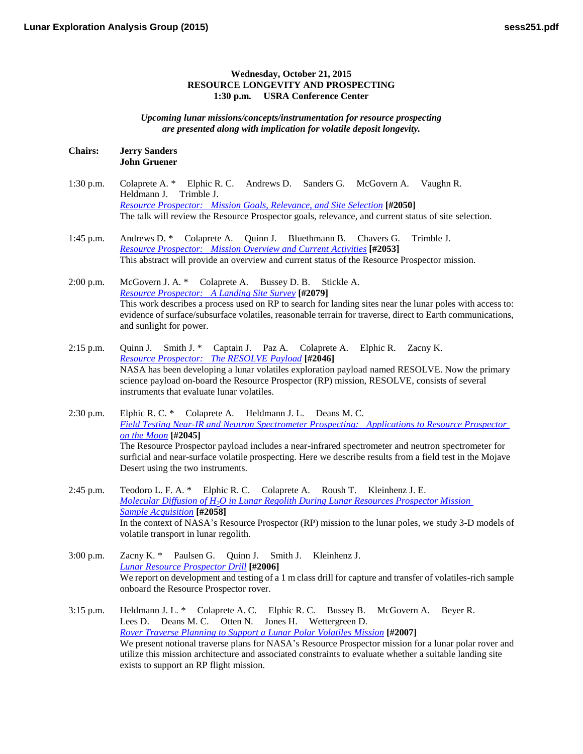**Wednesday, October 21, 2015**
**RESOURCE LONGEVITY AND PROSPECTING**
**1:30 p.m. USRA Conference Center**

*Upcoming lunar missions/concepts/instrumentation for resource prospecting are presented along with implication for volatile deposit longevity.*

**Chairs:** **Jerry Sanders**
**John Gruener**

1:30 p.m. Colaprete A. * Elphic R. C. Andrews D. Sanders G. McGovern A. Vaughn R. Heldmann J. Trimble J.
*Resource Prospector: Mission Goals, Relevance, and Site Selection* **[#2050]**
The talk will review the Resource Prospector goals, relevance, and current status of site selection.

1:45 p.m. Andrews D. * Colaprete A. Quinn J. Bluethmann B. Chavers G. Trimble J.
*Resource Prospector: Mission Overview and Current Activities* **[#2053]**
This abstract will provide an overview and current status of the Resource Prospector mission.

2:00 p.m. McGovern J. A. * Colaprete A. Bussey D. B. Stickle A.
*Resource Prospector: A Landing Site Survey* **[#2079]**
This work describes a process used on RP to search for landing sites near the lunar poles with access to: evidence of surface/subsurface volatiles, reasonable terrain for traverse, direct to Earth communications, and sunlight for power.

2:15 p.m. Quinn J. Smith J. * Captain J. Paz A. Colaprete A. Elphic R. Zacny K.
*Resource Prospector: The RESOLVE Payload* **[#2046]**
NASA has been developing a lunar volatiles exploration payload named RESOLVE. Now the primary science payload on-board the Resource Prospector (RP) mission, RESOLVE, consists of several instruments that evaluate lunar volatiles.

2:30 p.m. Elphic R. C. * Colaprete A. Heldmann J. L. Deans M. C.
*Field Testing Near-IR and Neutron Spectrometer Prospecting: Applications to Resource Prospector on the Moon* **[#2045]**
The Resource Prospector payload includes a near-infrared spectrometer and neutron spectrometer for surficial and near-surface volatile prospecting. Here we describe results from a field test in the Mojave Desert using the two instruments.

2:45 p.m. Teodoro L. F. A. * Elphic R. C. Colaprete A. Roush T. Kleinhenz J. E.
*Molecular Diffusion of $H_2O$ in Lunar Regolith During Lunar Resources Prospector Mission Sample Acquisition* **[#2058]**
In the context of NASA's Resource Prospector (RP) mission to the lunar poles, we study 3-D models of volatile transport in lunar regolith.

3:00 p.m. Zacny K. * Paulsen G. Quinn J. Smith J. Kleinhenz J.
*Lunar Resource Prospector Drill* **[#2006]**
We report on development and testing of a 1 m class drill for capture and transfer of volatiles-rich sample onboard the Resource Prospector rover.

3:15 p.m. Heldmann J. L. * Colaprete A. C. Elphic R. C. Bussey B. McGovern A. Beyer R. Lees D. Deans M. C. Otten N. Jones H. Wettergreen D.
*Rover Traverse Planning to Support a Lunar Polar Volatiles Mission* **[#2007]**
We present notional traverse plans for NASA's Resource Prospector mission for a lunar polar rover and utilize this mission architecture and associated constraints to evaluate whether a suitable landing site exists to support an RP flight mission.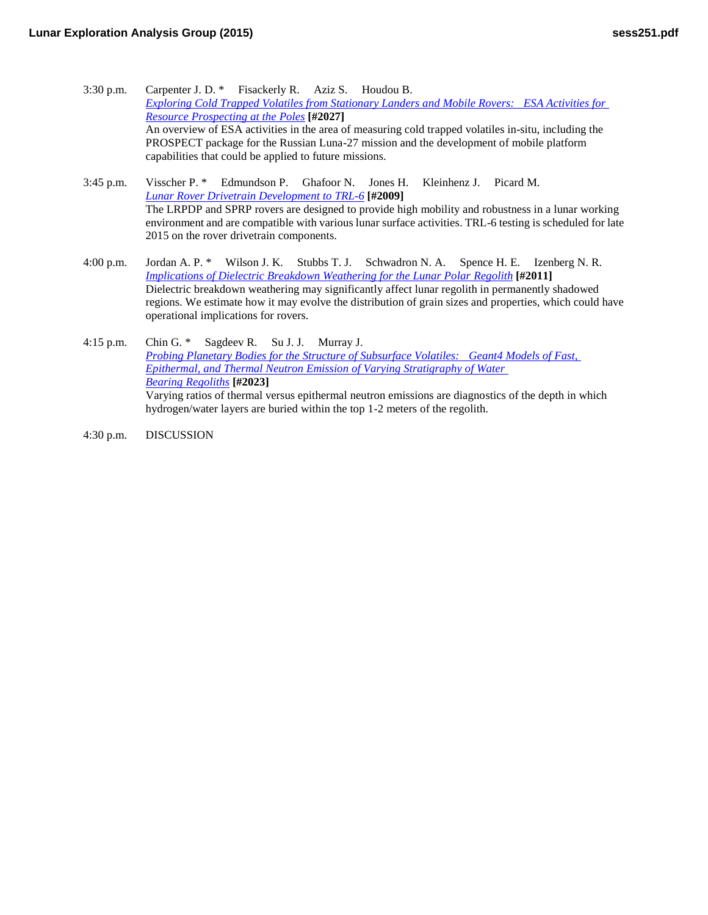3:30 p.m. Carpenter J. D. * Fisackerly R. Aziz S. Houdou B.
*Exploring Cold Trapped Volatiles from Stationary Landers and Mobile Rovers: ESA Activities for Resource Prospecting at the Poles* **[#2027]**
An overview of ESA activities in the area of measuring cold trapped volatiles in-situ, including the PROSPECT package for the Russian Luna-27 mission and the development of mobile platform capabilities that could be applied to future missions.

3:45 p.m. Visscher P. * Edmundson P. Ghafoor N. Jones H. Kleinhenz J. Picard M.
*Lunar Rover Drivetrain Development to TRL-6* **[#2009]**
The LRPDP and SPRP rovers are designed to provide high mobility and robustness in a lunar working environment and are compatible with various lunar surface activities. TRL-6 testing is scheduled for late 2015 on the rover drivetrain components.

4:00 p.m. Jordan A. P. * Wilson J. K. Stubbs T. J. Schwadron N. A. Spence H. E. Izenberg N. R.
*Implications of Dielectric Breakdown Weathering for the Lunar Polar Regolith* **[#2011]**
Dielectric breakdown weathering may significantly affect lunar regolith in permanently shadowed regions. We estimate how it may evolve the distribution of grain sizes and properties, which could have operational implications for rovers.

4:15 p.m. Chin G. * Sagdeev R. Su J. J. Murray J.
*Probing Planetary Bodies for the Structure of Subsurface Volatiles: Geant4 Models of Fast, Epithermal, and Thermal Neutron Emission of Varying Stratigraphy of Water Bearing Regoliths* **[#2023]**
Varying ratios of thermal versus epithermal neutron emissions are diagnostics of the depth in which hydrogen/water layers are buried within the top 1-2 meters of the regolith.

4:30 p.m. DISCUSSION